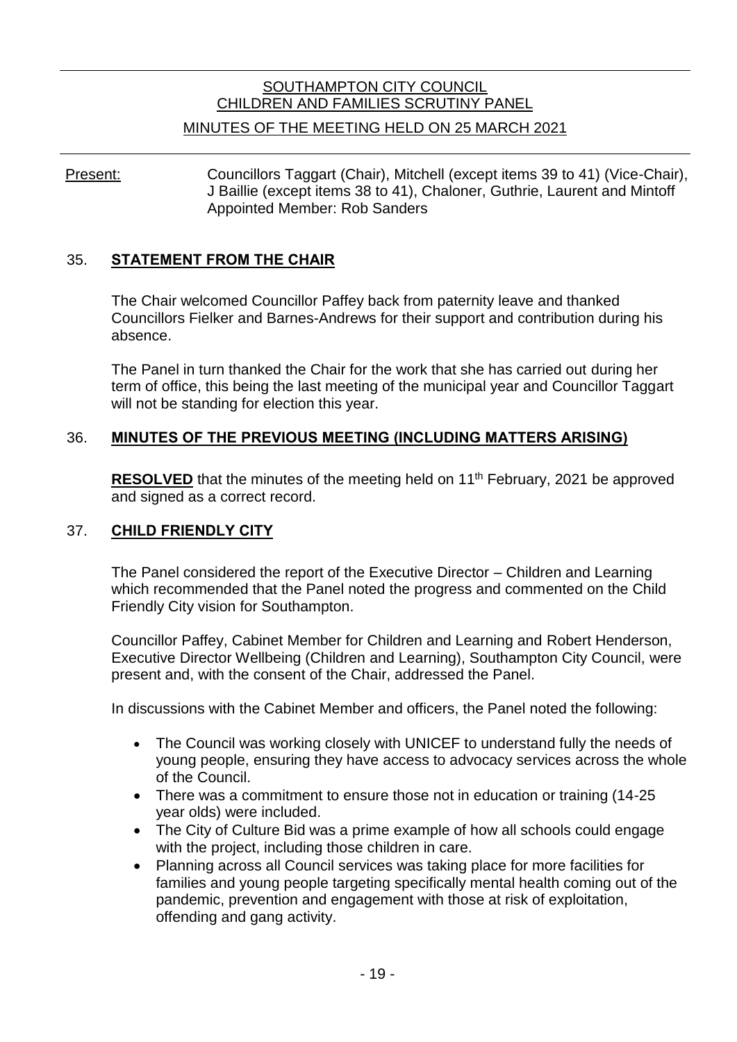# SOUTHAMPTON CITY COUNCIL
## CHILDREN AND FAMILIES SCRUTINY PANEL
### MINUTES OF THE MEETING HELD ON 25 MARCH 2021

Present: Councillors Taggart (Chair), Mitchell (except items 39 to 41) (Vice-Chair), J Baillie (except items 38 to 41), Chaloner, Guthrie, Laurent and Mintoff
Appointed Member: Rob Sanders

## 35. STATEMENT FROM THE CHAIR

The Chair welcomed Councillor Paffey back from paternity leave and thanked Councillors Fielker and Barnes-Andrews for their support and contribution during his absence.

The Panel in turn thanked the Chair for the work that she has carried out during her term of office, this being the last meeting of the municipal year and Councillor Taggart will not be standing for election this year.

## 36. MINUTES OF THE PREVIOUS MEETING (INCLUDING MATTERS ARISING)

**RESOLVED** that the minutes of the meeting held on 11th February, 2021 be approved and signed as a correct record.

## 37. CHILD FRIENDLY CITY

The Panel considered the report of the Executive Director – Children and Learning which recommended that the Panel noted the progress and commented on the Child Friendly City vision for Southampton.

Councillor Paffey, Cabinet Member for Children and Learning and Robert Henderson, Executive Director Wellbeing (Children and Learning), Southampton City Council, were present and, with the consent of the Chair, addressed the Panel.

In discussions with the Cabinet Member and officers, the Panel noted the following:

- The Council was working closely with UNICEF to understand fully the needs of young people, ensuring they have access to advocacy services across the whole of the Council.
- There was a commitment to ensure those not in education or training (14-25 year olds) were included.
- The City of Culture Bid was a prime example of how all schools could engage with the project, including those children in care.
- Planning across all Council services was taking place for more facilities for families and young people targeting specifically mental health coming out of the pandemic, prevention and engagement with those at risk of exploitation, offending and gang activity.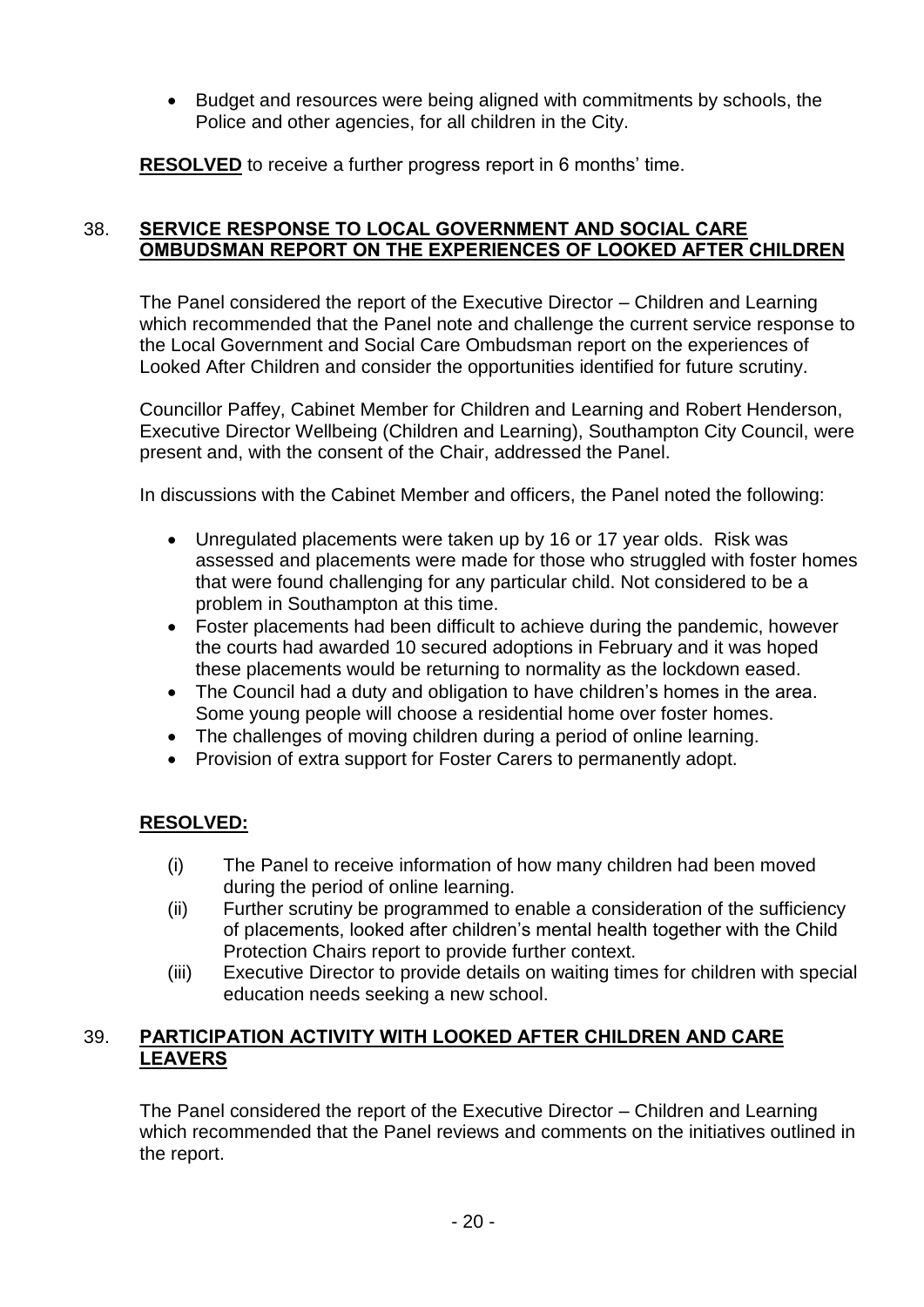- Budget and resources were being aligned with commitments by schools, the Police and other agencies, for all children in the City.

**RESOLVED** to receive a further progress report in 6 months' time.

## 38. SERVICE RESPONSE TO LOCAL GOVERNMENT AND SOCIAL CARE OMBUDSMAN REPORT ON THE EXPERIENCES OF LOOKED AFTER CHILDREN

The Panel considered the report of the Executive Director – Children and Learning which recommended that the Panel note and challenge the current service response to the Local Government and Social Care Ombudsman report on the experiences of Looked After Children and consider the opportunities identified for future scrutiny.

Councillor Paffey, Cabinet Member for Children and Learning and Robert Henderson, Executive Director Wellbeing (Children and Learning), Southampton City Council, were present and, with the consent of the Chair, addressed the Panel.

In discussions with the Cabinet Member and officers, the Panel noted the following:

- Unregulated placements were taken up by 16 or 17 year olds. Risk was assessed and placements were made for those who struggled with foster homes that were found challenging for any particular child. Not considered to be a problem in Southampton at this time.
- Foster placements had been difficult to achieve during the pandemic, however the courts had awarded 10 secured adoptions in February and it was hoped these placements would be returning to normality as the lockdown eased.
- The Council had a duty and obligation to have children's homes in the area. Some young people will choose a residential home over foster homes.
- The challenges of moving children during a period of online learning.
- Provision of extra support for Foster Carers to permanently adopt.

**RESOLVED:**

(i) The Panel to receive information of how many children had been moved during the period of online learning.

(ii) Further scrutiny be programmed to enable a consideration of the sufficiency of placements, looked after children's mental health together with the Child Protection Chairs report to provide further context.

(iii) Executive Director to provide details on waiting times for children with special education needs seeking a new school.

## 39. PARTICIPATION ACTIVITY WITH LOOKED AFTER CHILDREN AND CARE LEAVERS

The Panel considered the report of the Executive Director – Children and Learning which recommended that the Panel reviews and comments on the initiatives outlined in the report.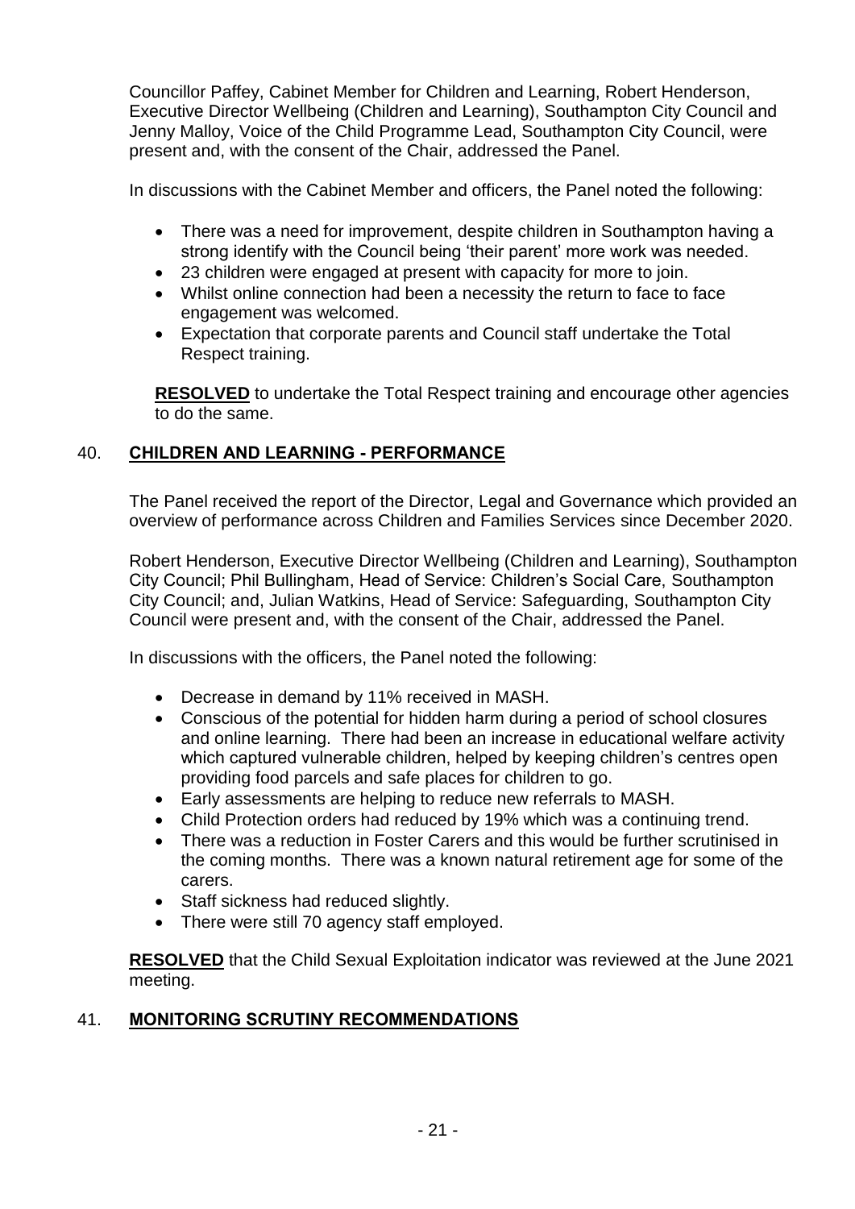Councillor Paffey, Cabinet Member for Children and Learning, Robert Henderson, Executive Director Wellbeing (Children and Learning), Southampton City Council and Jenny Malloy, Voice of the Child Programme Lead, Southampton City Council, were present and, with the consent of the Chair, addressed the Panel.

In discussions with the Cabinet Member and officers, the Panel noted the following:

- There was a need for improvement, despite children in Southampton having a strong identify with the Council being 'their parent' more work was needed.
- 23 children were engaged at present with capacity for more to join.
- Whilst online connection had been a necessity the return to face to face engagement was welcomed.
- Expectation that corporate parents and Council staff undertake the Total Respect training.

**RESOLVED** to undertake the Total Respect training and encourage other agencies to do the same.

## 40. CHILDREN AND LEARNING - PERFORMANCE

The Panel received the report of the Director, Legal and Governance which provided an overview of performance across Children and Families Services since December 2020.

Robert Henderson, Executive Director Wellbeing (Children and Learning), Southampton City Council; Phil Bullingham, Head of Service: Children's Social Care, Southampton City Council; and, Julian Watkins, Head of Service: Safeguarding, Southampton City Council were present and, with the consent of the Chair, addressed the Panel.

In discussions with the officers, the Panel noted the following:

- Decrease in demand by 11% received in MASH.
- Conscious of the potential for hidden harm during a period of school closures and online learning. There had been an increase in educational welfare activity which captured vulnerable children, helped by keeping children's centres open providing food parcels and safe places for children to go.
- Early assessments are helping to reduce new referrals to MASH.
- Child Protection orders had reduced by 19% which was a continuing trend.
- There was a reduction in Foster Carers and this would be further scrutinised in the coming months. There was a known natural retirement age for some of the carers.
- Staff sickness had reduced slightly.
- There were still 70 agency staff employed.

**RESOLVED** that the Child Sexual Exploitation indicator was reviewed at the June 2021 meeting.

## 41. MONITORING SCRUTINY RECOMMENDATIONS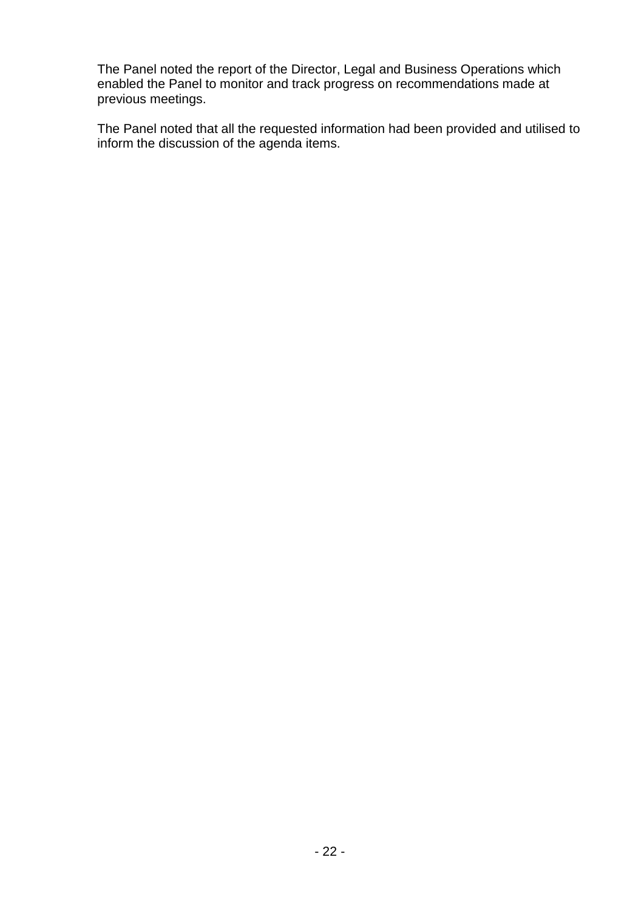The Panel noted the report of the Director, Legal and Business Operations which enabled the Panel to monitor and track progress on recommendations made at previous meetings.

The Panel noted that all the requested information had been provided and utilised to inform the discussion of the agenda items.